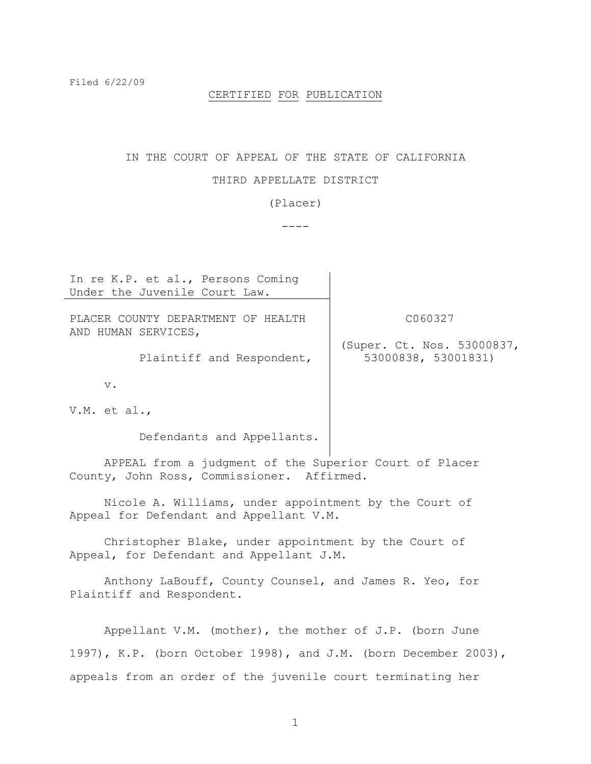Filed 6/22/09

CERTIFIED FOR PUBLICATION

IN THE COURT OF APPEAL OF THE STATE OF CALIFORNIA

THIRD APPELLATE DISTRICT

(Placer)

----

| | |
|---|---|
| In re K.P. et al., Persons Coming Under the Juvenile Court Law. | |
| PLACER COUNTY DEPARTMENT OF HEALTH AND HUMAN SERVICES,<br><br>Plaintiff and Respondent,<br><br>v.<br><br>V.M. et al.,<br><br>Defendants and Appellants. | C060327<br><br>(Super. Ct. Nos. 53000837, 53000838, 53001831) |

APPEAL from a judgment of the Superior Court of Placer County, John Ross, Commissioner. Affirmed.

Nicole A. Williams, under appointment by the Court of Appeal for Defendant and Appellant V.M.

Christopher Blake, under appointment by the Court of Appeal, for Defendant and Appellant J.M.

Anthony LaBouff, County Counsel, and James R. Yeo, for Plaintiff and Respondent.

Appellant V.M. (mother), the mother of J.P. (born June 1997), K.P. (born October 1998), and J.M. (born December 2003), appeals from an order of the juvenile court terminating her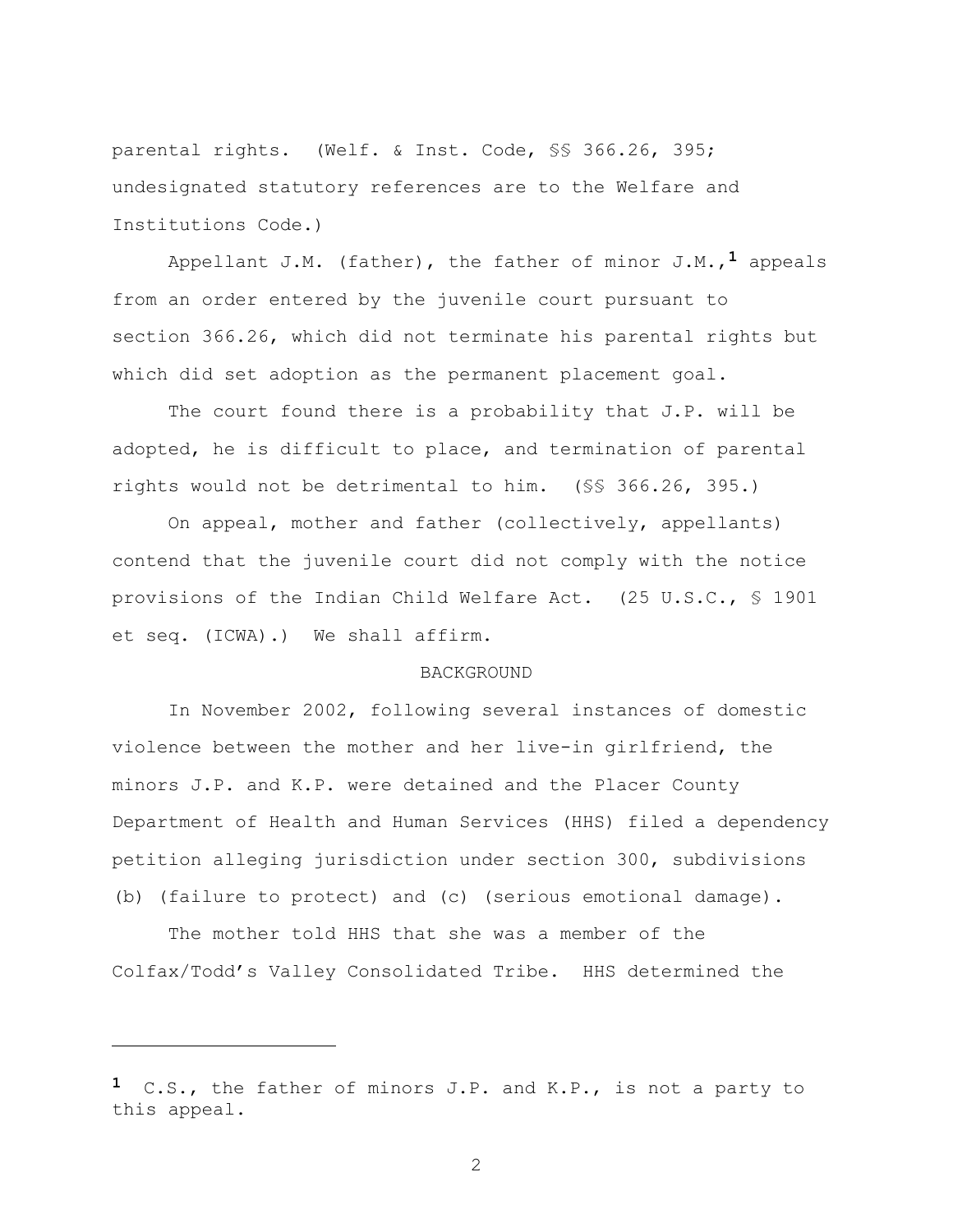parental rights. (Welf. & Inst. Code, §§ 366.26, 395; undesignated statutory references are to the Welfare and Institutions Code.)

Appellant J.M. (father), the father of minor J.M.,[1] appeals from an order entered by the juvenile court pursuant to section 366.26, which did not terminate his parental rights but which did set adoption as the permanent placement goal.

The court found there is a probability that J.P. will be adopted, he is difficult to place, and termination of parental rights would not be detrimental to him. (§§ 366.26, 395.)

On appeal, mother and father (collectively, appellants) contend that the juvenile court did not comply with the notice provisions of the Indian Child Welfare Act. (25 U.S.C., § 1901 et seq. (ICWA).) We shall affirm.

BACKGROUND

In November 2002, following several instances of domestic violence between the mother and her live-in girlfriend, the minors J.P. and K.P. were detained and the Placer County Department of Health and Human Services (HHS) filed a dependency petition alleging jurisdiction under section 300, subdivisions (b) (failure to protect) and (c) (serious emotional damage).

The mother told HHS that she was a member of the Colfax/Todd's Valley Consolidated Tribe. HHS determined the

---

[1] C.S., the father of minors J.P. and K.P., is not a party to this appeal.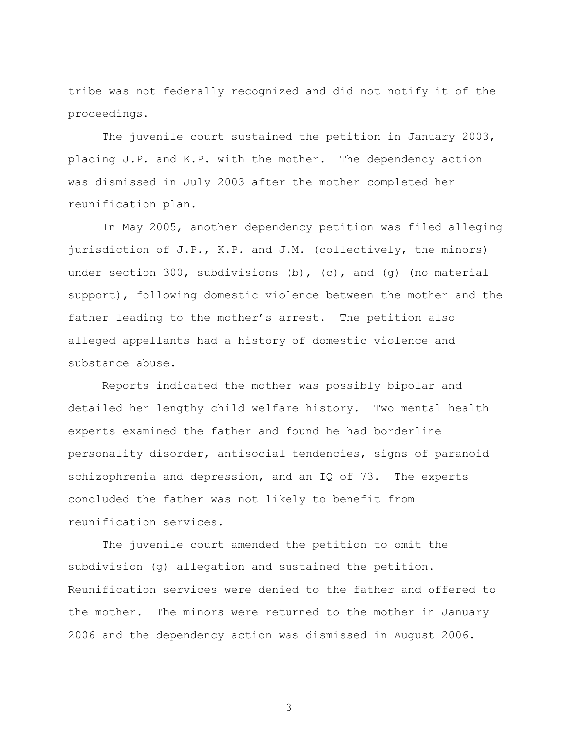tribe was not federally recognized and did not notify it of the proceedings.

The juvenile court sustained the petition in January 2003, placing J.P. and K.P. with the mother. The dependency action was dismissed in July 2003 after the mother completed her reunification plan.

In May 2005, another dependency petition was filed alleging jurisdiction of J.P., K.P. and J.M. (collectively, the minors) under section 300, subdivisions (b), (c), and (g) (no material support), following domestic violence between the mother and the father leading to the mother's arrest. The petition also alleged appellants had a history of domestic violence and substance abuse.

Reports indicated the mother was possibly bipolar and detailed her lengthy child welfare history. Two mental health experts examined the father and found he had borderline personality disorder, antisocial tendencies, signs of paranoid schizophrenia and depression, and an IQ of 73. The experts concluded the father was not likely to benefit from reunification services.

The juvenile court amended the petition to omit the subdivision (g) allegation and sustained the petition. Reunification services were denied to the father and offered to the mother. The minors were returned to the mother in January 2006 and the dependency action was dismissed in August 2006.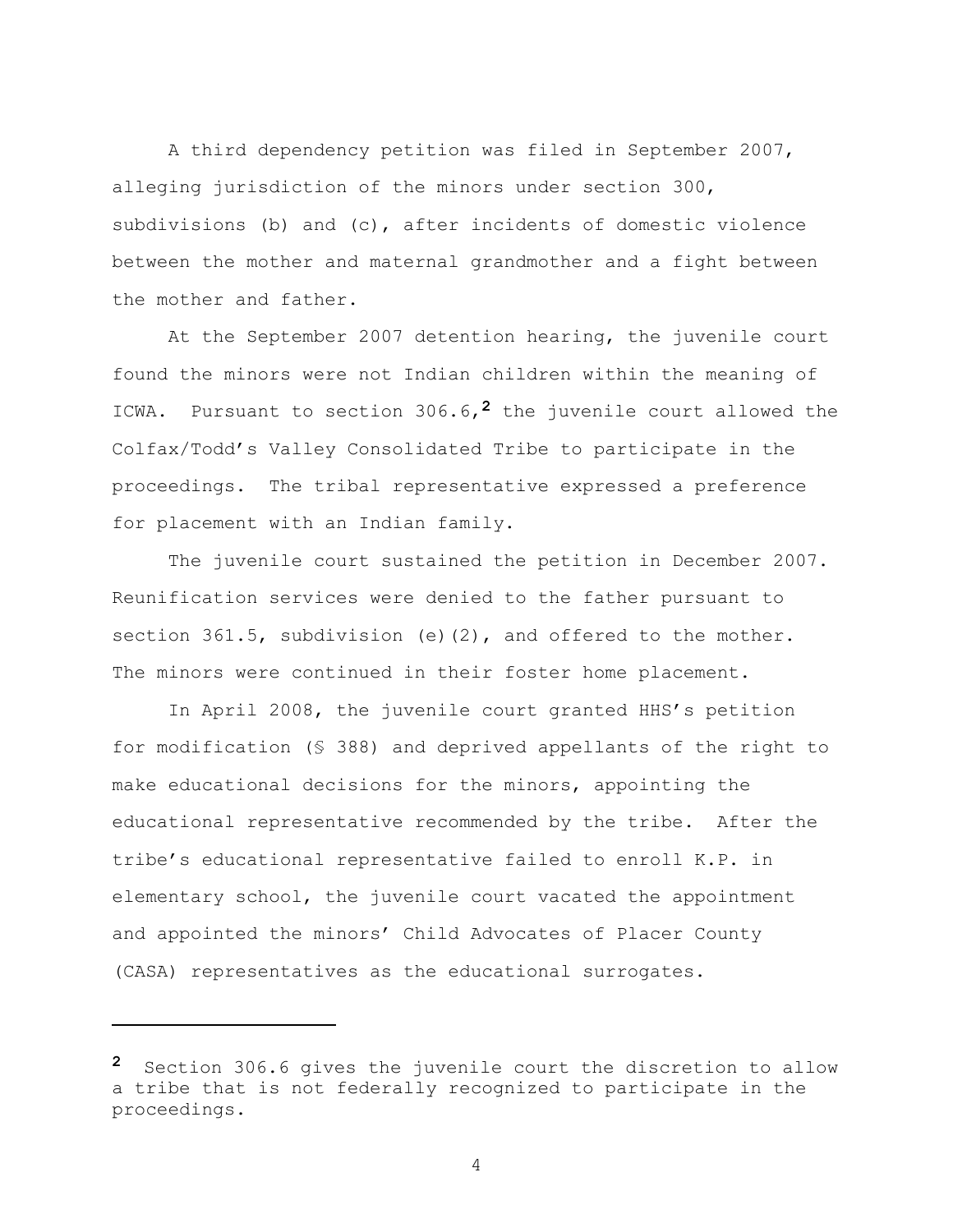A third dependency petition was filed in September 2007, alleging jurisdiction of the minors under section 300, subdivisions (b) and (c), after incidents of domestic violence between the mother and maternal grandmother and a fight between the mother and father.

At the September 2007 detention hearing, the juvenile court found the minors were not Indian children within the meaning of ICWA. Pursuant to section 306.6,[2] the juvenile court allowed the Colfax/Todd's Valley Consolidated Tribe to participate in the proceedings. The tribal representative expressed a preference for placement with an Indian family.

The juvenile court sustained the petition in December 2007. Reunification services were denied to the father pursuant to section 361.5, subdivision (e)(2), and offered to the mother. The minors were continued in their foster home placement.

In April 2008, the juvenile court granted HHS's petition for modification (§ 388) and deprived appellants of the right to make educational decisions for the minors, appointing the educational representative recommended by the tribe. After the tribe's educational representative failed to enroll K.P. in elementary school, the juvenile court vacated the appointment and appointed the minors' Child Advocates of Placer County (CASA) representatives as the educational surrogates.

---

[2] Section 306.6 gives the juvenile court the discretion to allow a tribe that is not federally recognized to participate in the proceedings.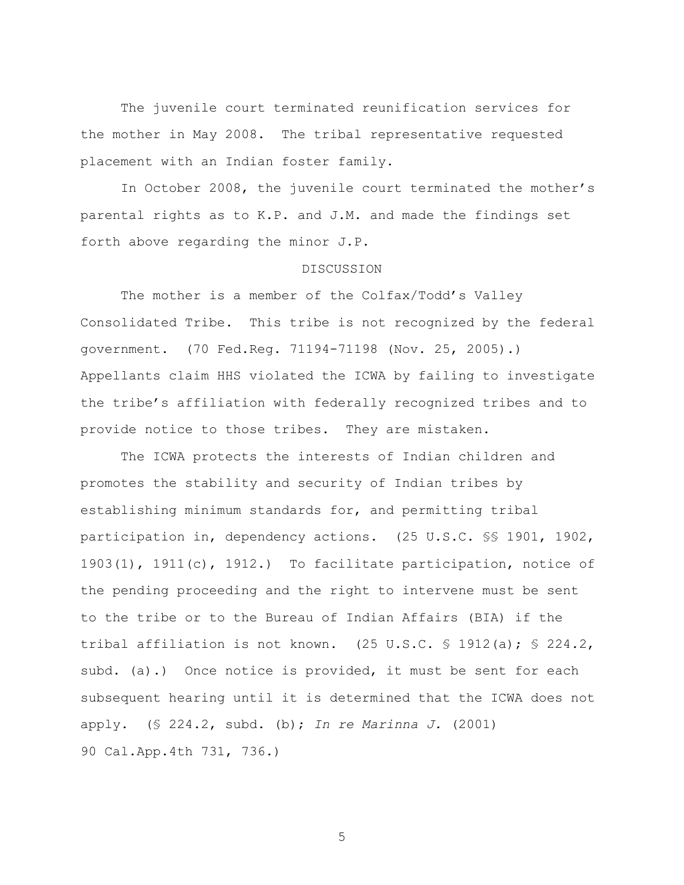The juvenile court terminated reunification services for the mother in May 2008. The tribal representative requested placement with an Indian foster family.

In October 2008, the juvenile court terminated the mother's parental rights as to K.P. and J.M. and made the findings set forth above regarding the minor J.P.

DISCUSSION

The mother is a member of the Colfax/Todd's Valley Consolidated Tribe. This tribe is not recognized by the federal government. (70 Fed.Reg. 71194-71198 (Nov. 25, 2005).) Appellants claim HHS violated the ICWA by failing to investigate the tribe's affiliation with federally recognized tribes and to provide notice to those tribes. They are mistaken.

The ICWA protects the interests of Indian children and promotes the stability and security of Indian tribes by establishing minimum standards for, and permitting tribal participation in, dependency actions. (25 U.S.C. §§ 1901, 1902, 1903(1), 1911(c), 1912.) To facilitate participation, notice of the pending proceeding and the right to intervene must be sent to the tribe or to the Bureau of Indian Affairs (BIA) if the tribal affiliation is not known. (25 U.S.C. § 1912(a); § 224.2, subd. (a).) Once notice is provided, it must be sent for each subsequent hearing until it is determined that the ICWA does not apply. (§ 224.2, subd. (b); *In re Marinna J.* (2001) 90 Cal.App.4th 731, 736.)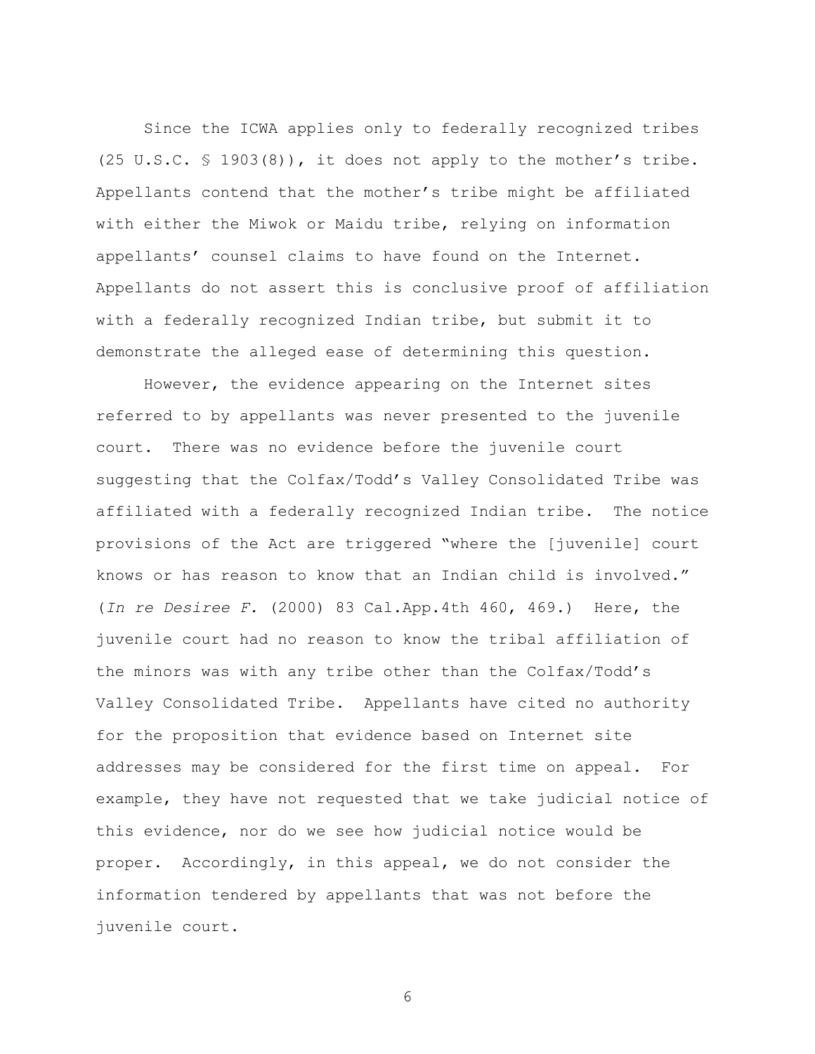Since the ICWA applies only to federally recognized tribes (25 U.S.C. § 1903(8)), it does not apply to the mother's tribe. Appellants contend that the mother's tribe might be affiliated with either the Miwok or Maidu tribe, relying on information appellants' counsel claims to have found on the Internet. Appellants do not assert this is conclusive proof of affiliation with a federally recognized Indian tribe, but submit it to demonstrate the alleged ease of determining this question.

However, the evidence appearing on the Internet sites referred to by appellants was never presented to the juvenile court. There was no evidence before the juvenile court suggesting that the Colfax/Todd's Valley Consolidated Tribe was affiliated with a federally recognized Indian tribe. The notice provisions of the Act are triggered "where the [juvenile] court knows or has reason to know that an Indian child is involved." (*In re Desiree F.* (2000) 83 Cal.App.4th 460, 469.) Here, the juvenile court had no reason to know the tribal affiliation of the minors was with any tribe other than the Colfax/Todd's Valley Consolidated Tribe. Appellants have cited no authority for the proposition that evidence based on Internet site addresses may be considered for the first time on appeal. For example, they have not requested that we take judicial notice of this evidence, nor do we see how judicial notice would be proper. Accordingly, in this appeal, we do not consider the information tendered by appellants that was not before the juvenile court.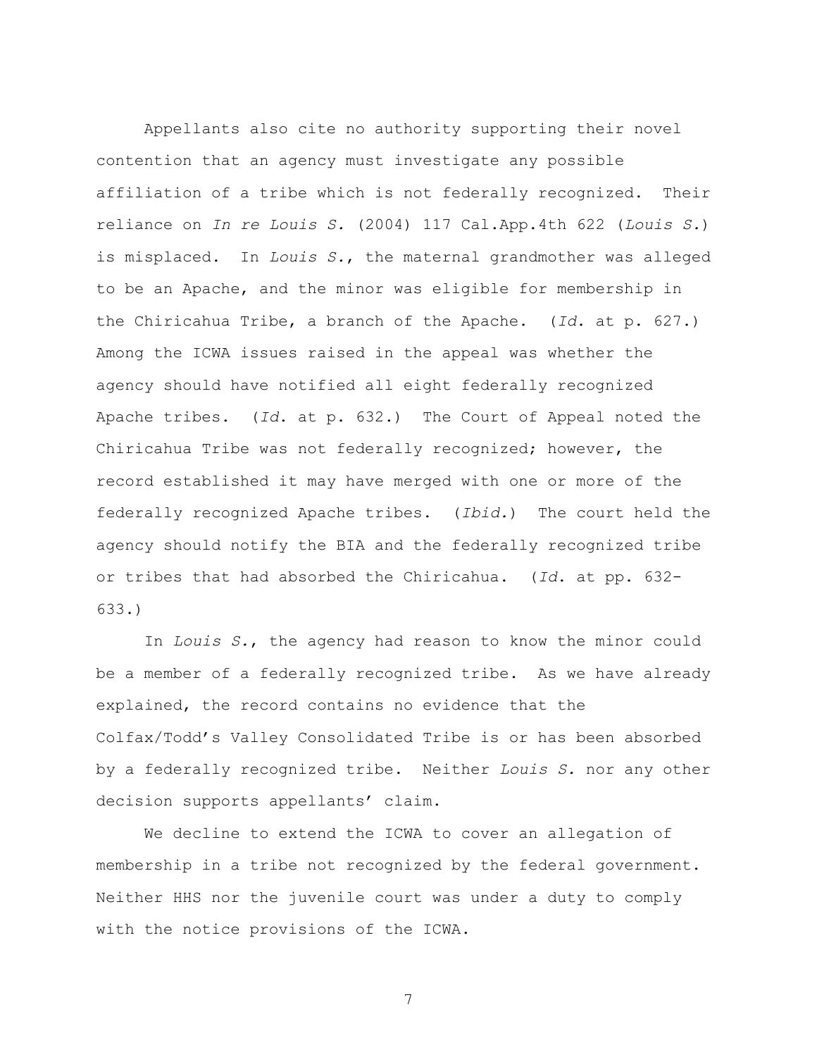Appellants also cite no authority supporting their novel contention that an agency must investigate any possible affiliation of a tribe which is not federally recognized. Their reliance on *In re Louis S.* (2004) 117 Cal.App.4th 622 (*Louis S.*) is misplaced. In *Louis S.*, the maternal grandmother was alleged to be an Apache, and the minor was eligible for membership in the Chiricahua Tribe, a branch of the Apache. (*Id.* at p. 627.) Among the ICWA issues raised in the appeal was whether the agency should have notified all eight federally recognized Apache tribes. (*Id.* at p. 632.) The Court of Appeal noted the Chiricahua Tribe was not federally recognized; however, the record established it may have merged with one or more of the federally recognized Apache tribes. (*Ibid.*) The court held the agency should notify the BIA and the federally recognized tribe or tribes that had absorbed the Chiricahua. (*Id.* at pp. 632-633.)

In *Louis S.*, the agency had reason to know the minor could be a member of a federally recognized tribe. As we have already explained, the record contains no evidence that the Colfax/Todd's Valley Consolidated Tribe is or has been absorbed by a federally recognized tribe. Neither *Louis S.* nor any other decision supports appellants' claim.

We decline to extend the ICWA to cover an allegation of membership in a tribe not recognized by the federal government. Neither HHS nor the juvenile court was under a duty to comply with the notice provisions of the ICWA.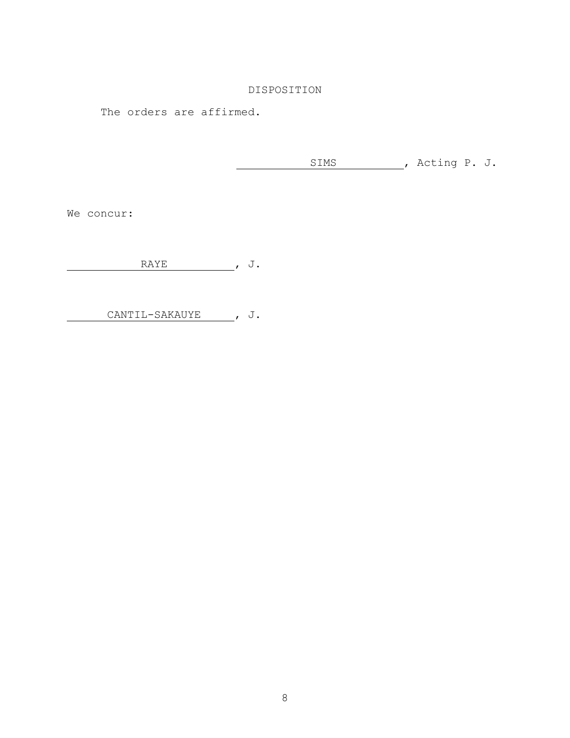## DISPOSITION

The orders are affirmed.

SIMS, Acting P. J.

We concur:

RAYE, J.

CANTIL-SAKAUYE, J.